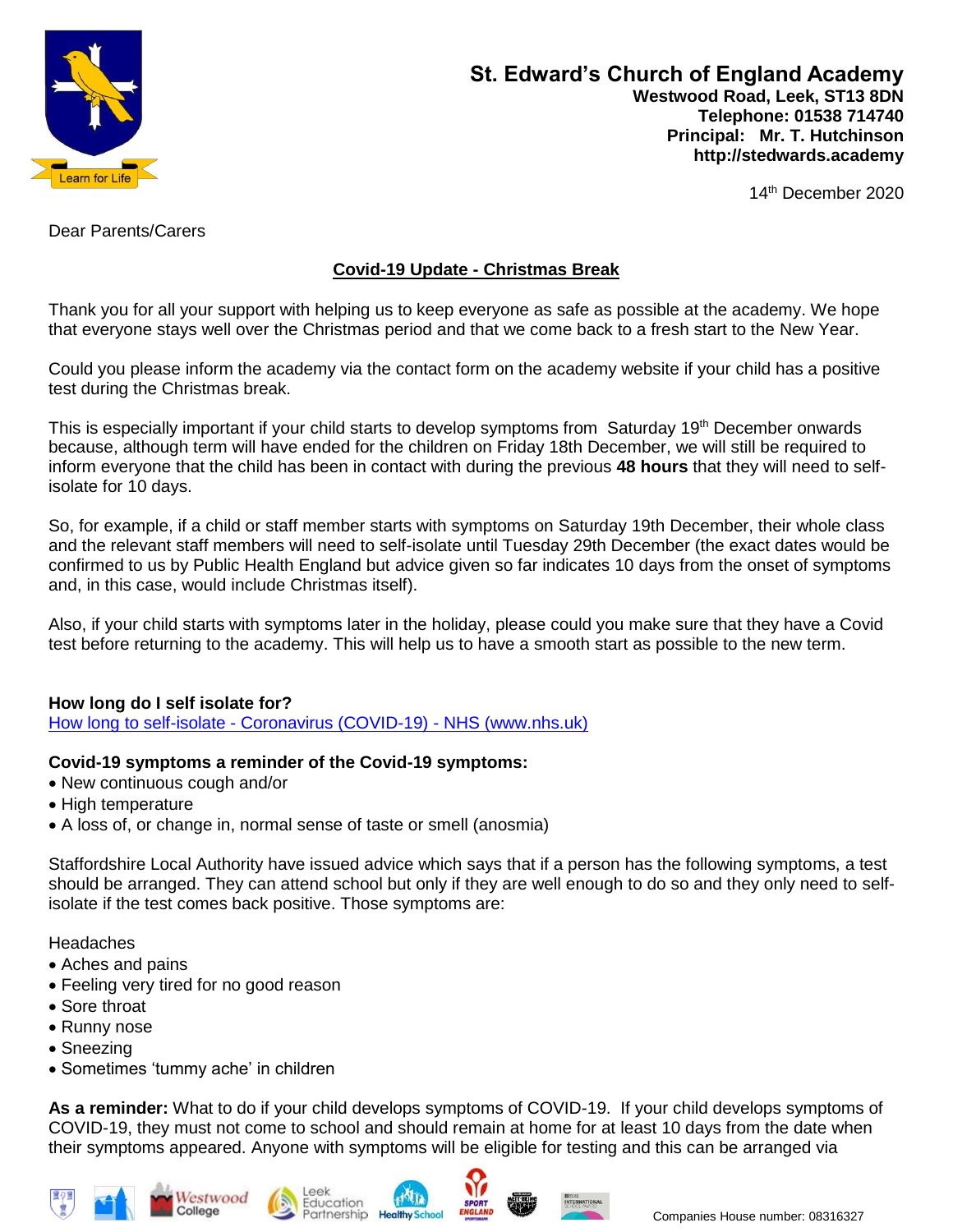**St. Edward's Church of England Academy**
**Westwood Road, Leek, ST13 8DN**
**Telephone: 01538 714740**
**Principal: Mr. T. Hutchinson**
**http://stedwards.academy**

Learn for Life

14th December 2020

Dear Parents/Carers

## Covid-19 Update - Christmas Break

Thank you for all your support with helping us to keep everyone as safe as possible at the academy. We hope that everyone stays well over the Christmas period and that we come back to a fresh start to the New Year.

Could you please inform the academy via the contact form on the academy website if your child has a positive test during the Christmas break.

This is especially important if your child starts to develop symptoms from Saturday 19th December onwards because, although term will have ended for the children on Friday 18th December, we will still be required to inform everyone that the child has been in contact with during the previous **48 hours** that they will need to self-isolate for 10 days.

So, for example, if a child or staff member starts with symptoms on Saturday 19th December, their whole class and the relevant staff members will need to self-isolate until Tuesday 29th December (the exact dates would be confirmed to us by Public Health England but advice given so far indicates 10 days from the onset of symptoms and, in this case, would include Christmas itself).

Also, if your child starts with symptoms later in the holiday, please could you make sure that they have a Covid test before returning to the academy. This will help us to have a smooth start as possible to the new term.

**How long do I self isolate for?**
[How long to self-isolate - Coronavirus (COVID-19) - NHS (www.nhs.uk)](http://www.nhs.uk)

**Covid-19 symptoms a reminder of the Covid-19 symptoms:**

- New continuous cough and/or
- High temperature
- A loss of, or change in, normal sense of taste or smell (anosmia)

Staffordshire Local Authority have issued advice which says that if a person has the following symptoms, a test should be arranged. They can attend school but only if they are well enough to do so and they only need to self-isolate if the test comes back positive. Those symptoms are:

Headaches
- Aches and pains
- Feeling very tired for no good reason
- Sore throat
- Runny nose
- Sneezing
- Sometimes 'tummy ache' in children

**As a reminder:** What to do if your child develops symptoms of COVID-19. If your child develops symptoms of COVID-19, they must not come to school and should remain at home for at least 10 days from the date when their symptoms appeared. Anyone with symptoms will be eligible for testing and this can be arranged via

Companies House number: 08316327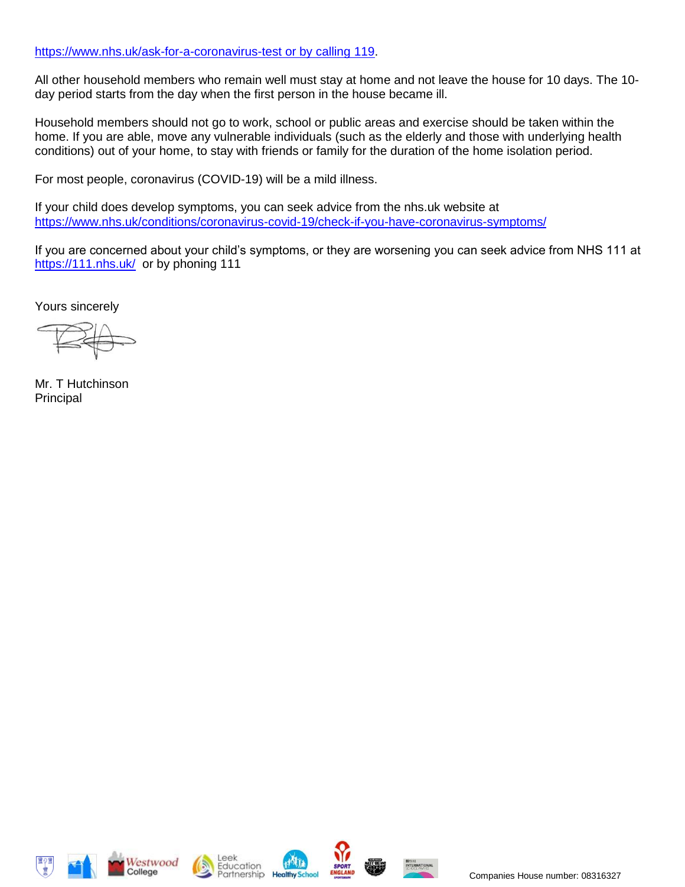https://www.nhs.uk/ask-for-a-coronavirus-test or by calling 119.

All other household members who remain well must stay at home and not leave the house for 10 days. The 10-day period starts from the day when the first person in the house became ill.

Household members should not go to work, school or public areas and exercise should be taken within the home. If you are able, move any vulnerable individuals (such as the elderly and those with underlying health conditions) out of your home, to stay with friends or family for the duration of the home isolation period.

For most people, coronavirus (COVID-19) will be a mild illness.

If your child does develop symptoms, you can seek advice from the nhs.uk website at https://www.nhs.uk/conditions/coronavirus-covid-19/check-if-you-have-coronavirus-symptoms/

If you are concerned about your child's symptoms, or they are worsening you can seek advice from NHS 111 at https://111.nhs.uk/ or by phoning 111

Yours sincerely

Mr. T Hutchinson
Principal

Companies House number: 08316327